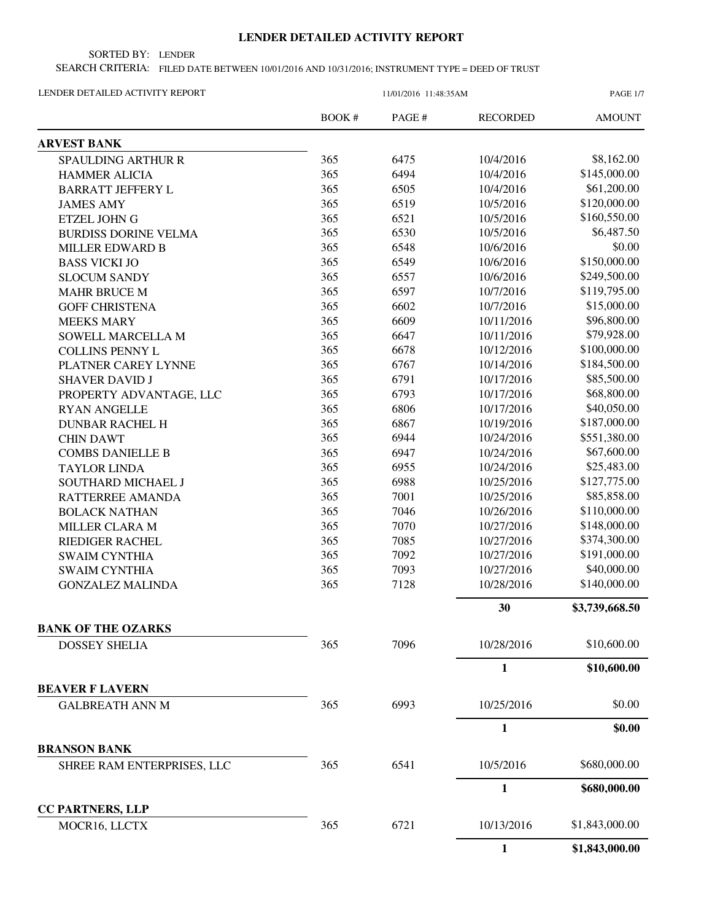# LENDER DETAILED ACTIVITY REPORT

SORTED BY: LENDER

SEARCH CRITERIA: FILED DATE BETWEEN 10/01/2016 AND 10/31/2016; INSTRUMENT TYPE = DEED OF TRUST

LENDER DETAILED ACTIVITY REPORT — 11/01/2016 11:48:35AM

| | BOOK # | PAGE # | RECORDED | AMOUNT |
|---|---|---|---|---|
| **ARVEST BANK** | | | | |
| SPAULDING ARTHUR R | 365 | 6475 | 10/4/2016 | $8,162.00 |
| HAMMER ALICIA | 365 | 6494 | 10/4/2016 | $145,000.00 |
| BARRATT JEFFERY L | 365 | 6505 | 10/4/2016 | $61,200.00 |
| JAMES AMY | 365 | 6519 | 10/5/2016 | $120,000.00 |
| ETZEL JOHN G | 365 | 6521 | 10/5/2016 | $160,550.00 |
| BURDISS DORINE VELMA | 365 | 6530 | 10/5/2016 | $6,487.50 |
| MILLER EDWARD B | 365 | 6548 | 10/6/2016 | $0.00 |
| BASS VICKI JO | 365 | 6549 | 10/6/2016 | $150,000.00 |
| SLOCUM SANDY | 365 | 6557 | 10/6/2016 | $249,500.00 |
| MAHR BRUCE M | 365 | 6597 | 10/7/2016 | $119,795.00 |
| GOFF CHRISTENA | 365 | 6602 | 10/7/2016 | $15,000.00 |
| MEEKS MARY | 365 | 6609 | 10/11/2016 | $96,800.00 |
| SOWELL MARCELLA M | 365 | 6647 | 10/11/2016 | $79,928.00 |
| COLLINS PENNY L | 365 | 6678 | 10/12/2016 | $100,000.00 |
| PLATNER CAREY LYNNE | 365 | 6767 | 10/14/2016 | $184,500.00 |
| SHAVER DAVID J | 365 | 6791 | 10/17/2016 | $85,500.00 |
| PROPERTY ADVANTAGE, LLC | 365 | 6793 | 10/17/2016 | $68,800.00 |
| RYAN ANGELLE | 365 | 6806 | 10/17/2016 | $40,050.00 |
| DUNBAR RACHEL H | 365 | 6867 | 10/19/2016 | $187,000.00 |
| CHIN DAWT | 365 | 6944 | 10/24/2016 | $551,380.00 |
| COMBS DANIELLE B | 365 | 6947 | 10/24/2016 | $67,600.00 |
| TAYLOR LINDA | 365 | 6955 | 10/24/2016 | $25,483.00 |
| SOUTHARD MICHAEL J | 365 | 6988 | 10/25/2016 | $127,775.00 |
| RATTERREE AMANDA | 365 | 7001 | 10/25/2016 | $85,858.00 |
| BOLACK NATHAN | 365 | 7046 | 10/26/2016 | $110,000.00 |
| MILLER CLARA M | 365 | 7070 | 10/27/2016 | $148,000.00 |
| RIEDIGER RACHEL | 365 | 7085 | 10/27/2016 | $374,300.00 |
| SWAIM CYNTHIA | 365 | 7092 | 10/27/2016 | $191,000.00 |
| SWAIM CYNTHIA | 365 | 7093 | 10/27/2016 | $40,000.00 |
| GONZALEZ MALINDA | 365 | 7128 | 10/28/2016 | $140,000.00 |
| | | | **30** | **$3,739,668.50** |
| **BANK OF THE OZARKS** | | | | |
| DOSSEY SHELIA | 365 | 7096 | 10/28/2016 | $10,600.00 |
| | | | **1** | **$10,600.00** |
| **BEAVER F LAVERN** | | | | |
| GALBREATH ANN M | 365 | 6993 | 10/25/2016 | $0.00 |
| | | | **1** | **$0.00** |
| **BRANSON BANK** | | | | |
| SHREE RAM ENTERPRISES, LLC | 365 | 6541 | 10/5/2016 | $680,000.00 |
| | | | **1** | **$680,000.00** |
| **CC PARTNERS, LLP** | | | | |
| MOCR16, LLCTX | 365 | 6721 | 10/13/2016 | $1,843,000.00 |
| | | | **1** | **$1,843,000.00** |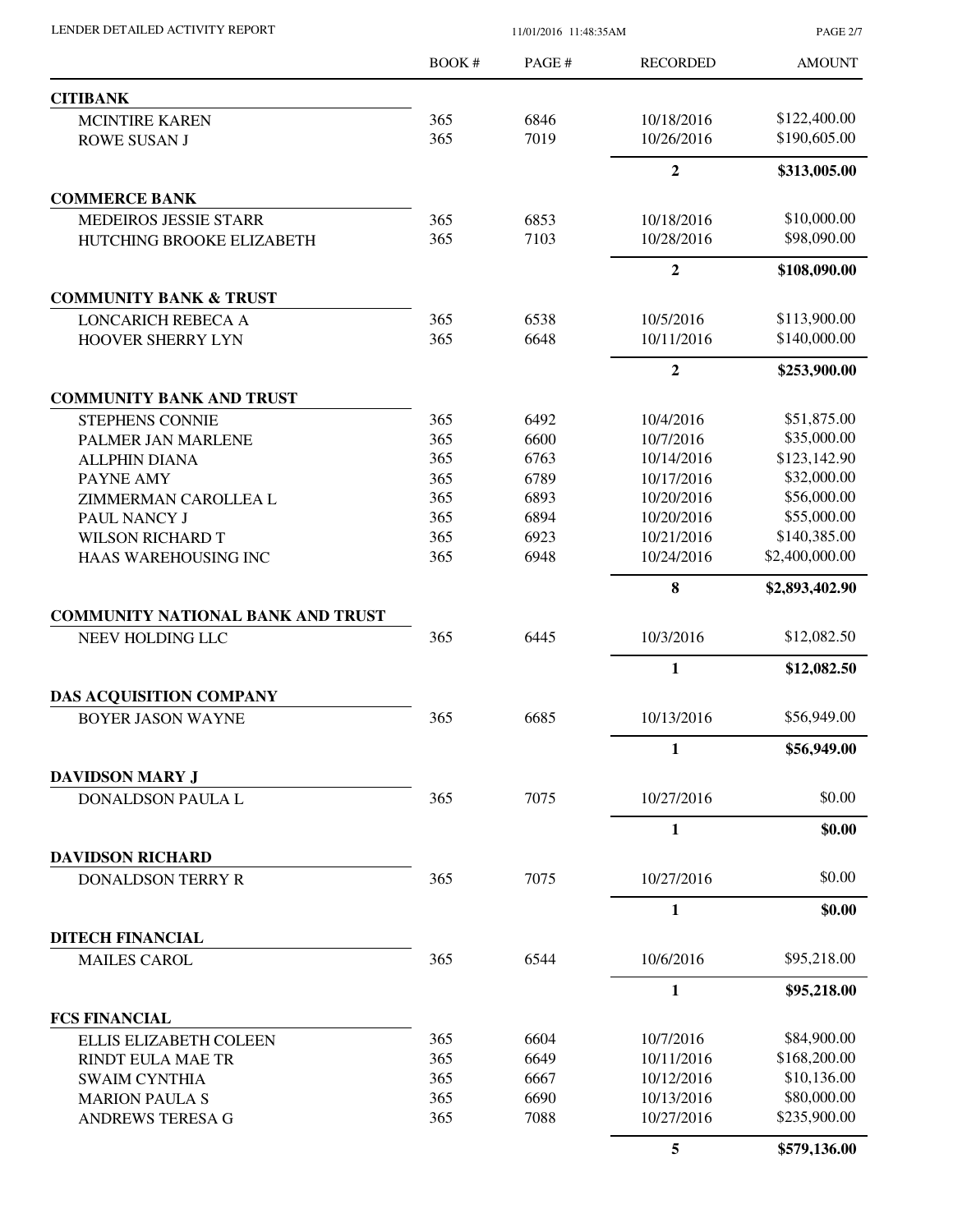| | BOOK # | PAGE # | RECORDED | AMOUNT |
|---|---|---|---|---|
| **CITIBANK** | | | | |
| MCINTIRE KAREN | 365 | 6846 | 10/18/2016 | $122,400.00 |
| ROWE SUSAN J | 365 | 7019 | 10/26/2016 | $190,605.00 |
| | | | **2** | **$313,005.00** |
| **COMMERCE BANK** | | | | |
| MEDEIROS JESSIE STARR | 365 | 6853 | 10/18/2016 | $10,000.00 |
| HUTCHING BROOKE ELIZABETH | 365 | 7103 | 10/28/2016 | $98,090.00 |
| | | | **2** | **$108,090.00** |
| **COMMUNITY BANK & TRUST** | | | | |
| LONCARICH REBECA A | 365 | 6538 | 10/5/2016 | $113,900.00 |
| HOOVER SHERRY LYN | 365 | 6648 | 10/11/2016 | $140,000.00 |
| | | | **2** | **$253,900.00** |
| **COMMUNITY BANK AND TRUST** | | | | |
| STEPHENS CONNIE | 365 | 6492 | 10/4/2016 | $51,875.00 |
| PALMER JAN MARLENE | 365 | 6600 | 10/7/2016 | $35,000.00 |
| ALLPHIN DIANA | 365 | 6763 | 10/14/2016 | $123,142.90 |
| PAYNE AMY | 365 | 6789 | 10/17/2016 | $32,000.00 |
| ZIMMERMAN CAROLLEA L | 365 | 6893 | 10/20/2016 | $56,000.00 |
| PAUL NANCY J | 365 | 6894 | 10/20/2016 | $55,000.00 |
| WILSON RICHARD T | 365 | 6923 | 10/21/2016 | $140,385.00 |
| HAAS WAREHOUSING INC | 365 | 6948 | 10/24/2016 | $2,400,000.00 |
| | | | **8** | **$2,893,402.90** |
| **COMMUNITY NATIONAL BANK AND TRUST** | | | | |
| NEEV HOLDING LLC | 365 | 6445 | 10/3/2016 | $12,082.50 |
| | | | **1** | **$12,082.50** |
| **DAS ACQUISITION COMPANY** | | | | |
| BOYER JASON WAYNE | 365 | 6685 | 10/13/2016 | $56,949.00 |
| | | | **1** | **$56,949.00** |
| **DAVIDSON MARY J** | | | | |
| DONALDSON PAULA L | 365 | 7075 | 10/27/2016 | $0.00 |
| | | | **1** | **$0.00** |
| **DAVIDSON RICHARD** | | | | |
| DONALDSON TERRY R | 365 | 7075 | 10/27/2016 | $0.00 |
| | | | **1** | **$0.00** |
| **DITECH FINANCIAL** | | | | |
| MAILES CAROL | 365 | 6544 | 10/6/2016 | $95,218.00 |
| | | | **1** | **$95,218.00** |
| **FCS FINANCIAL** | | | | |
| ELLIS ELIZABETH COLEEN | 365 | 6604 | 10/7/2016 | $84,900.00 |
| RINDT EULA MAE TR | 365 | 6649 | 10/11/2016 | $168,200.00 |
| SWAIM CYNTHIA | 365 | 6667 | 10/12/2016 | $10,136.00 |
| MARION PAULA S | 365 | 6690 | 10/13/2016 | $80,000.00 |
| ANDREWS TERESA G | 365 | 7088 | 10/27/2016 | $235,900.00 |
| | | | **5** | **$579,136.00** |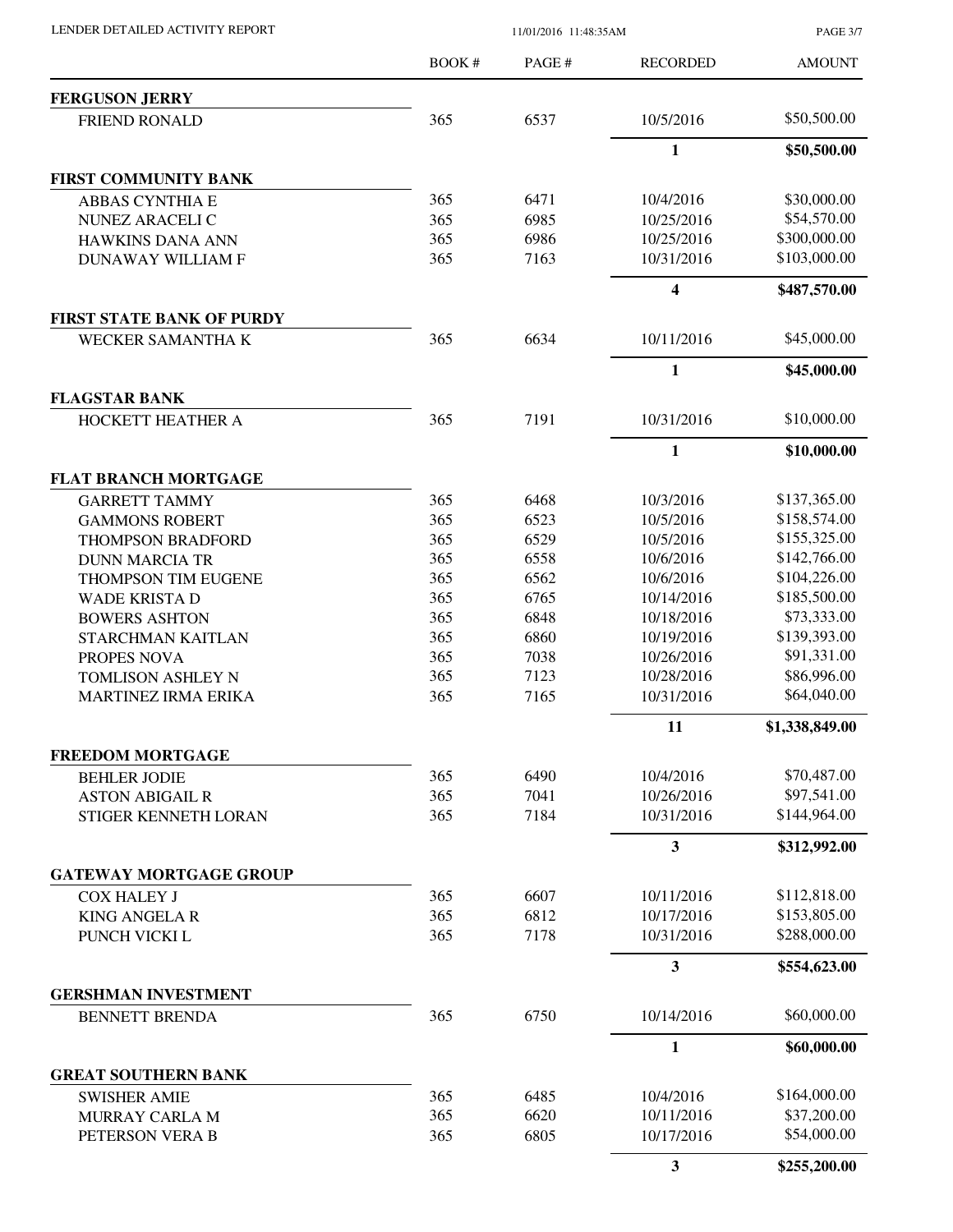| | BOOK # | PAGE # | RECORDED | AMOUNT |
|---|---|---|---|---|
| **FERGUSON JERRY** | | | | |
| FRIEND RONALD | 365 | 6537 | 10/5/2016 | $50,500.00 |
| | | | **1** | **$50,500.00** |
| **FIRST COMMUNITY BANK** | | | | |
| ABBAS CYNTHIA E | 365 | 6471 | 10/4/2016 | $30,000.00 |
| NUNEZ ARACELI C | 365 | 6985 | 10/25/2016 | $54,570.00 |
| HAWKINS DANA ANN | 365 | 6986 | 10/25/2016 | $300,000.00 |
| DUNAWAY WILLIAM F | 365 | 7163 | 10/31/2016 | $103,000.00 |
| | | | **4** | **$487,570.00** |
| **FIRST STATE BANK OF PURDY** | | | | |
| WECKER SAMANTHA K | 365 | 6634 | 10/11/2016 | $45,000.00 |
| | | | **1** | **$45,000.00** |
| **FLAGSTAR BANK** | | | | |
| HOCKETT HEATHER A | 365 | 7191 | 10/31/2016 | $10,000.00 |
| | | | **1** | **$10,000.00** |
| **FLAT BRANCH MORTGAGE** | | | | |
| GARRETT TAMMY | 365 | 6468 | 10/3/2016 | $137,365.00 |
| GAMMONS ROBERT | 365 | 6523 | 10/5/2016 | $158,574.00 |
| THOMPSON BRADFORD | 365 | 6529 | 10/5/2016 | $155,325.00 |
| DUNN MARCIA TR | 365 | 6558 | 10/6/2016 | $142,766.00 |
| THOMPSON TIM EUGENE | 365 | 6562 | 10/6/2016 | $104,226.00 |
| WADE KRISTA D | 365 | 6765 | 10/14/2016 | $185,500.00 |
| BOWERS ASHTON | 365 | 6848 | 10/18/2016 | $73,333.00 |
| STARCHMAN KAITLAN | 365 | 6860 | 10/19/2016 | $139,393.00 |
| PROPES NOVA | 365 | 7038 | 10/26/2016 | $91,331.00 |
| TOMLISON ASHLEY N | 365 | 7123 | 10/28/2016 | $86,996.00 |
| MARTINEZ IRMA ERIKA | 365 | 7165 | 10/31/2016 | $64,040.00 |
| | | | **11** | **$1,338,849.00** |
| **FREEDOM MORTGAGE** | | | | |
| BEHLER JODIE | 365 | 6490 | 10/4/2016 | $70,487.00 |
| ASTON ABIGAIL R | 365 | 7041 | 10/26/2016 | $97,541.00 |
| STIGER KENNETH LORAN | 365 | 7184 | 10/31/2016 | $144,964.00 |
| | | | **3** | **$312,992.00** |
| **GATEWAY MORTGAGE GROUP** | | | | |
| COX HALEY J | 365 | 6607 | 10/11/2016 | $112,818.00 |
| KING ANGELA R | 365 | 6812 | 10/17/2016 | $153,805.00 |
| PUNCH VICKI L | 365 | 7178 | 10/31/2016 | $288,000.00 |
| | | | **3** | **$554,623.00** |
| **GERSHMAN INVESTMENT** | | | | |
| BENNETT BRENDA | 365 | 6750 | 10/14/2016 | $60,000.00 |
| | | | **1** | **$60,000.00** |
| **GREAT SOUTHERN BANK** | | | | |
| SWISHER AMIE | 365 | 6485 | 10/4/2016 | $164,000.00 |
| MURRAY CARLA M | 365 | 6620 | 10/11/2016 | $37,200.00 |
| PETERSON VERA B | 365 | 6805 | 10/17/2016 | $54,000.00 |
| | | | **3** | **$255,200.00** |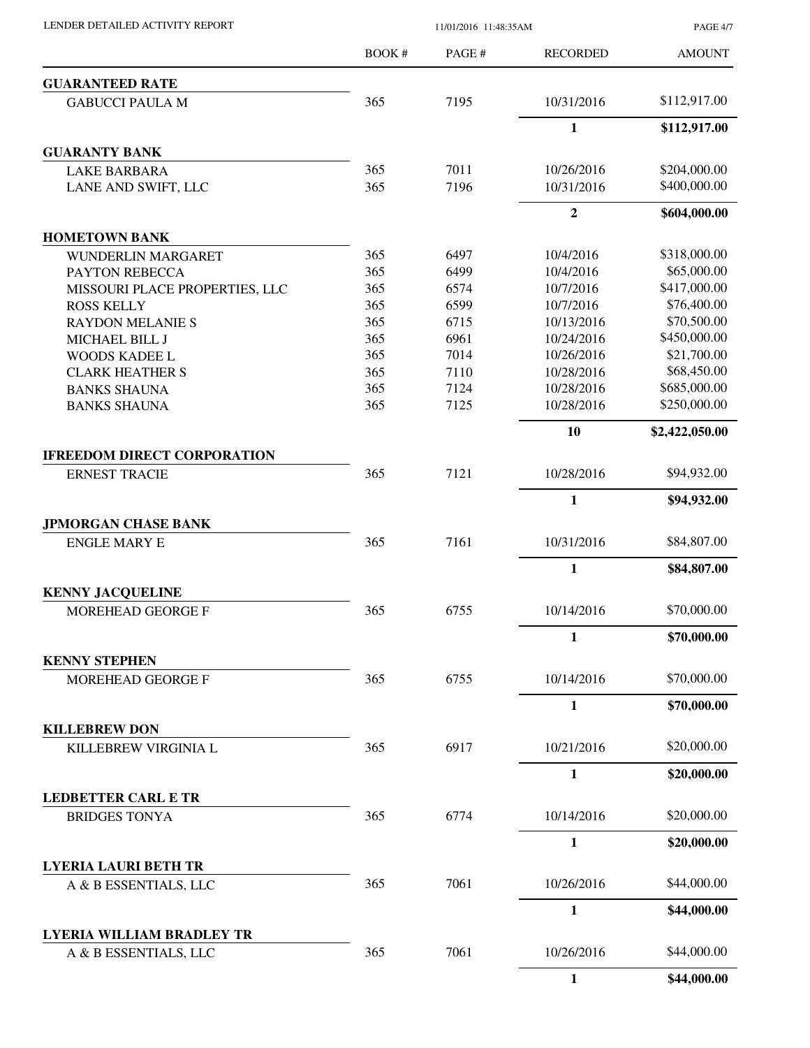| | BOOK # | PAGE # | RECORDED | AMOUNT |
|---|---|---|---|---|
| **GUARANTEED RATE** | | | | |
| GABUCCI PAULA M | 365 | 7195 | 10/31/2016 | $112,917.00 |
| | | | **1** | **$112,917.00** |
| **GUARANTY BANK** | | | | |
| LAKE BARBARA | 365 | 7011 | 10/26/2016 | $204,000.00 |
| LANE AND SWIFT, LLC | 365 | 7196 | 10/31/2016 | $400,000.00 |
| | | | **2** | **$604,000.00** |
| **HOMETOWN BANK** | | | | |
| WUNDERLIN MARGARET | 365 | 6497 | 10/4/2016 | $318,000.00 |
| PAYTON REBECCA | 365 | 6499 | 10/4/2016 | $65,000.00 |
| MISSOURI PLACE PROPERTIES, LLC | 365 | 6574 | 10/7/2016 | $417,000.00 |
| ROSS KELLY | 365 | 6599 | 10/7/2016 | $76,400.00 |
| RAYDON MELANIE S | 365 | 6715 | 10/13/2016 | $70,500.00 |
| MICHAEL BILL J | 365 | 6961 | 10/24/2016 | $450,000.00 |
| WOODS KADEE L | 365 | 7014 | 10/26/2016 | $21,700.00 |
| CLARK HEATHER S | 365 | 7110 | 10/28/2016 | $68,450.00 |
| BANKS SHAUNA | 365 | 7124 | 10/28/2016 | $685,000.00 |
| BANKS SHAUNA | 365 | 7125 | 10/28/2016 | $250,000.00 |
| | | | **10** | **$2,422,050.00** |
| **IFREEDOM DIRECT CORPORATION** | | | | |
| ERNEST TRACIE | 365 | 7121 | 10/28/2016 | $94,932.00 |
| | | | **1** | **$94,932.00** |
| **JPMORGAN CHASE BANK** | | | | |
| ENGLE MARY E | 365 | 7161 | 10/31/2016 | $84,807.00 |
| | | | **1** | **$84,807.00** |
| **KENNY JACQUELINE** | | | | |
| MOREHEAD GEORGE F | 365 | 6755 | 10/14/2016 | $70,000.00 |
| | | | **1** | **$70,000.00** |
| **KENNY STEPHEN** | | | | |
| MOREHEAD GEORGE F | 365 | 6755 | 10/14/2016 | $70,000.00 |
| | | | **1** | **$70,000.00** |
| **KILLEBREW DON** | | | | |
| KILLEBREW VIRGINIA L | 365 | 6917 | 10/21/2016 | $20,000.00 |
| | | | **1** | **$20,000.00** |
| **LEDBETTER CARL E TR** | | | | |
| BRIDGES TONYA | 365 | 6774 | 10/14/2016 | $20,000.00 |
| | | | **1** | **$20,000.00** |
| **LYERIA LAURI BETH TR** | | | | |
| A & B ESSENTIALS, LLC | 365 | 7061 | 10/26/2016 | $44,000.00 |
| | | | **1** | **$44,000.00** |
| **LYERIA WILLIAM BRADLEY TR** | | | | |
| A & B ESSENTIALS, LLC | 365 | 7061 | 10/26/2016 | $44,000.00 |
| | | | **1** | **$44,000.00** |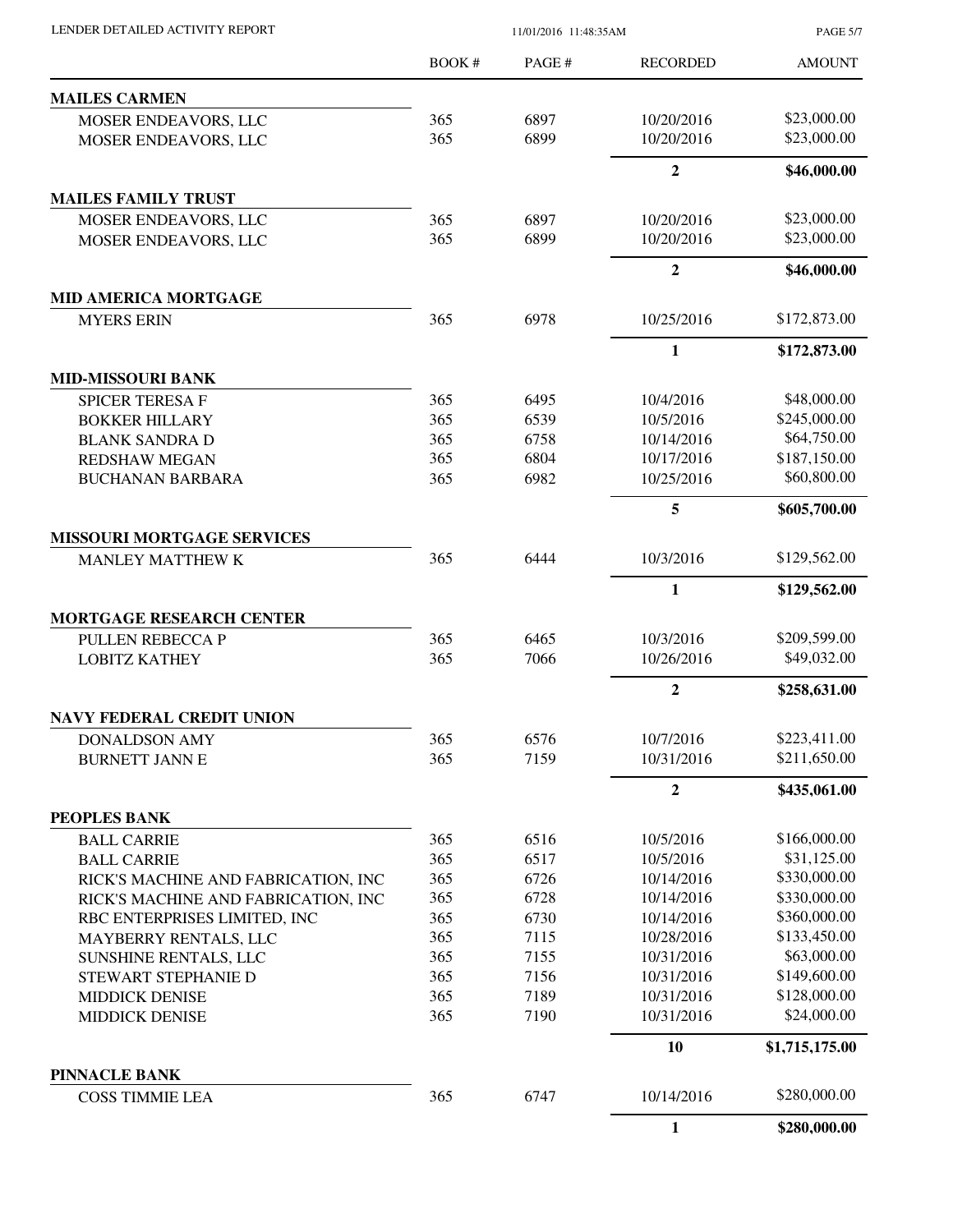| | BOOK # | PAGE # | RECORDED | AMOUNT |
|---|---|---|---|---|
| **MAILES CARMEN** | | | | |
| MOSER ENDEAVORS, LLC | 365 | 6897 | 10/20/2016 | $23,000.00 |
| MOSER ENDEAVORS, LLC | 365 | 6899 | 10/20/2016 | $23,000.00 |
| | | | **2** | **$46,000.00** |
| **MAILES FAMILY TRUST** | | | | |
| MOSER ENDEAVORS, LLC | 365 | 6897 | 10/20/2016 | $23,000.00 |
| MOSER ENDEAVORS, LLC | 365 | 6899 | 10/20/2016 | $23,000.00 |
| | | | **2** | **$46,000.00** |
| **MID AMERICA MORTGAGE** | | | | |
| MYERS ERIN | 365 | 6978 | 10/25/2016 | $172,873.00 |
| | | | **1** | **$172,873.00** |
| **MID-MISSOURI BANK** | | | | |
| SPICER TERESA F | 365 | 6495 | 10/4/2016 | $48,000.00 |
| BOKKER HILLARY | 365 | 6539 | 10/5/2016 | $245,000.00 |
| BLANK SANDRA D | 365 | 6758 | 10/14/2016 | $64,750.00 |
| REDSHAW MEGAN | 365 | 6804 | 10/17/2016 | $187,150.00 |
| BUCHANAN BARBARA | 365 | 6982 | 10/25/2016 | $60,800.00 |
| | | | **5** | **$605,700.00** |
| **MISSOURI MORTGAGE SERVICES** | | | | |
| MANLEY MATTHEW K | 365 | 6444 | 10/3/2016 | $129,562.00 |
| | | | **1** | **$129,562.00** |
| **MORTGAGE RESEARCH CENTER** | | | | |
| PULLEN REBECCA P | 365 | 6465 | 10/3/2016 | $209,599.00 |
| LOBITZ KATHEY | 365 | 7066 | 10/26/2016 | $49,032.00 |
| | | | **2** | **$258,631.00** |
| **NAVY FEDERAL CREDIT UNION** | | | | |
| DONALDSON AMY | 365 | 6576 | 10/7/2016 | $223,411.00 |
| BURNETT JANN E | 365 | 7159 | 10/31/2016 | $211,650.00 |
| | | | **2** | **$435,061.00** |
| **PEOPLES BANK** | | | | |
| BALL CARRIE | 365 | 6516 | 10/5/2016 | $166,000.00 |
| BALL CARRIE | 365 | 6517 | 10/5/2016 | $31,125.00 |
| RICK'S MACHINE AND FABRICATION, INC | 365 | 6726 | 10/14/2016 | $330,000.00 |
| RICK'S MACHINE AND FABRICATION, INC | 365 | 6728 | 10/14/2016 | $330,000.00 |
| RBC ENTERPRISES LIMITED, INC | 365 | 6730 | 10/14/2016 | $360,000.00 |
| MAYBERRY RENTALS, LLC | 365 | 7115 | 10/28/2016 | $133,450.00 |
| SUNSHINE RENTALS, LLC | 365 | 7155 | 10/31/2016 | $63,000.00 |
| STEWART STEPHANIE D | 365 | 7156 | 10/31/2016 | $149,600.00 |
| MIDDICK DENISE | 365 | 7189 | 10/31/2016 | $128,000.00 |
| MIDDICK DENISE | 365 | 7190 | 10/31/2016 | $24,000.00 |
| | | | **10** | **$1,715,175.00** |
| **PINNACLE BANK** | | | | |
| COSS TIMMIE LEA | 365 | 6747 | 10/14/2016 | $280,000.00 |
| | | | **1** | **$280,000.00** |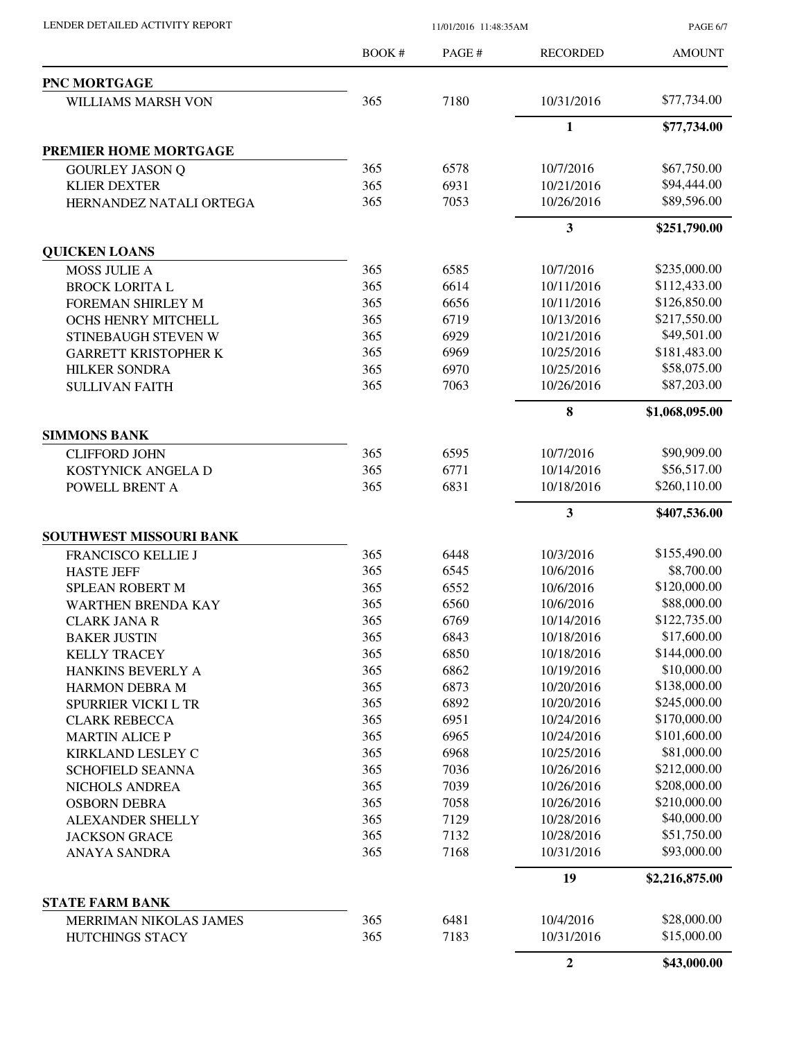| | BOOK # | PAGE # | RECORDED | AMOUNT |
|---|---|---|---|---|
| **PNC MORTGAGE** | | | | |
| WILLIAMS MARSH VON | 365 | 7180 | 10/31/2016 | $77,734.00 |
| | | | **1** | **$77,734.00** |
| **PREMIER HOME MORTGAGE** | | | | |
| GOURLEY JASON Q | 365 | 6578 | 10/7/2016 | $67,750.00 |
| KLIER DEXTER | 365 | 6931 | 10/21/2016 | $94,444.00 |
| HERNANDEZ NATALI ORTEGA | 365 | 7053 | 10/26/2016 | $89,596.00 |
| | | | **3** | **$251,790.00** |
| **QUICKEN LOANS** | | | | |
| MOSS JULIE A | 365 | 6585 | 10/7/2016 | $235,000.00 |
| BROCK LORITA L | 365 | 6614 | 10/11/2016 | $112,433.00 |
| FOREMAN SHIRLEY M | 365 | 6656 | 10/11/2016 | $126,850.00 |
| OCHS HENRY MITCHELL | 365 | 6719 | 10/13/2016 | $217,550.00 |
| STINEBAUGH STEVEN W | 365 | 6929 | 10/21/2016 | $49,501.00 |
| GARRETT KRISTOPHER K | 365 | 6969 | 10/25/2016 | $181,483.00 |
| HILKER SONDRA | 365 | 6970 | 10/25/2016 | $58,075.00 |
| SULLIVAN FAITH | 365 | 7063 | 10/26/2016 | $87,203.00 |
| | | | **8** | **$1,068,095.00** |
| **SIMMONS BANK** | | | | |
| CLIFFORD JOHN | 365 | 6595 | 10/7/2016 | $90,909.00 |
| KOSTYNICK ANGELA D | 365 | 6771 | 10/14/2016 | $56,517.00 |
| POWELL BRENT A | 365 | 6831 | 10/18/2016 | $260,110.00 |
| | | | **3** | **$407,536.00** |
| **SOUTHWEST MISSOURI BANK** | | | | |
| FRANCISCO KELLIE J | 365 | 6448 | 10/3/2016 | $155,490.00 |
| HASTE JEFF | 365 | 6545 | 10/6/2016 | $8,700.00 |
| SPLEAN ROBERT M | 365 | 6552 | 10/6/2016 | $120,000.00 |
| WARTHEN BRENDA KAY | 365 | 6560 | 10/6/2016 | $88,000.00 |
| CLARK JANA R | 365 | 6769 | 10/14/2016 | $122,735.00 |
| BAKER JUSTIN | 365 | 6843 | 10/18/2016 | $17,600.00 |
| KELLY TRACEY | 365 | 6850 | 10/18/2016 | $144,000.00 |
| HANKINS BEVERLY A | 365 | 6862 | 10/19/2016 | $10,000.00 |
| HARMON DEBRA M | 365 | 6873 | 10/20/2016 | $138,000.00 |
| SPURRIER VICKI L TR | 365 | 6892 | 10/20/2016 | $245,000.00 |
| CLARK REBECCA | 365 | 6951 | 10/24/2016 | $170,000.00 |
| MARTIN ALICE P | 365 | 6965 | 10/24/2016 | $101,600.00 |
| KIRKLAND LESLEY C | 365 | 6968 | 10/25/2016 | $81,000.00 |
| SCHOFIELD SEANNA | 365 | 7036 | 10/26/2016 | $212,000.00 |
| NICHOLS ANDREA | 365 | 7039 | 10/26/2016 | $208,000.00 |
| OSBORN DEBRA | 365 | 7058 | 10/26/2016 | $210,000.00 |
| ALEXANDER SHELLY | 365 | 7129 | 10/28/2016 | $40,000.00 |
| JACKSON GRACE | 365 | 7132 | 10/28/2016 | $51,750.00 |
| ANAYA SANDRA | 365 | 7168 | 10/31/2016 | $93,000.00 |
| | | | **19** | **$2,216,875.00** |
| **STATE FARM BANK** | | | | |
| MERRIMAN NIKOLAS JAMES | 365 | 6481 | 10/4/2016 | $28,000.00 |
| HUTCHINGS STACY | 365 | 7183 | 10/31/2016 | $15,000.00 |
| | | | **2** | **$43,000.00** |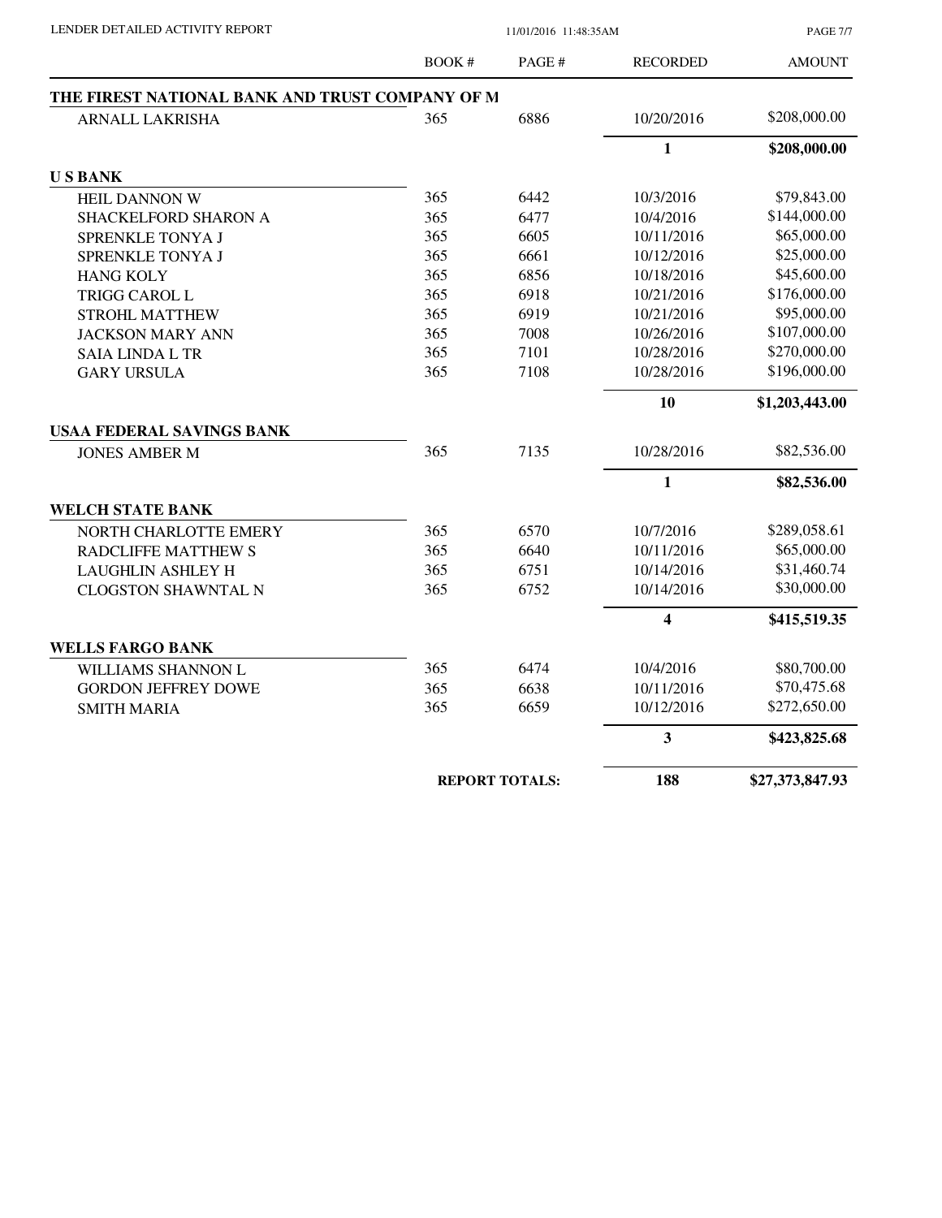| | BOOK # | PAGE # | RECORDED | AMOUNT |
|---|---|---|---|---|
| **THE FIREST NATIONAL BANK AND TRUST COMPANY OF M** | | | | |
| ARNALL LAKRISHA | 365 | 6886 | 10/20/2016 | $208,000.00 |
| | | | **1** | **$208,000.00** |
| **U S BANK** | | | | |
| HEIL DANNON W | 365 | 6442 | 10/3/2016 | $79,843.00 |
| SHACKELFORD SHARON A | 365 | 6477 | 10/4/2016 | $144,000.00 |
| SPRENKLE TONYA J | 365 | 6605 | 10/11/2016 | $65,000.00 |
| SPRENKLE TONYA J | 365 | 6661 | 10/12/2016 | $25,000.00 |
| HANG KOLY | 365 | 6856 | 10/18/2016 | $45,600.00 |
| TRIGG CAROL L | 365 | 6918 | 10/21/2016 | $176,000.00 |
| STROHL MATTHEW | 365 | 6919 | 10/21/2016 | $95,000.00 |
| JACKSON MARY ANN | 365 | 7008 | 10/26/2016 | $107,000.00 |
| SAIA LINDA L TR | 365 | 7101 | 10/28/2016 | $270,000.00 |
| GARY URSULA | 365 | 7108 | 10/28/2016 | $196,000.00 |
| | | | **10** | **$1,203,443.00** |
| **USAA FEDERAL SAVINGS BANK** | | | | |
| JONES AMBER M | 365 | 7135 | 10/28/2016 | $82,536.00 |
| | | | **1** | **$82,536.00** |
| **WELCH STATE BANK** | | | | |
| NORTH CHARLOTTE EMERY | 365 | 6570 | 10/7/2016 | $289,058.61 |
| RADCLIFFE MATTHEW S | 365 | 6640 | 10/11/2016 | $65,000.00 |
| LAUGHLIN ASHLEY H | 365 | 6751 | 10/14/2016 | $31,460.74 |
| CLOGSTON SHAWNTAL N | 365 | 6752 | 10/14/2016 | $30,000.00 |
| | | | **4** | **$415,519.35** |
| **WELLS FARGO BANK** | | | | |
| WILLIAMS SHANNON L | 365 | 6474 | 10/4/2016 | $80,700.00 |
| GORDON JEFFREY DOWE | 365 | 6638 | 10/11/2016 | $70,475.68 |
| SMITH MARIA | 365 | 6659 | 10/12/2016 | $272,650.00 |
| | | | **3** | **$423,825.68** |
| | **REPORT TOTALS:** | | **188** | **$27,373,847.93** |